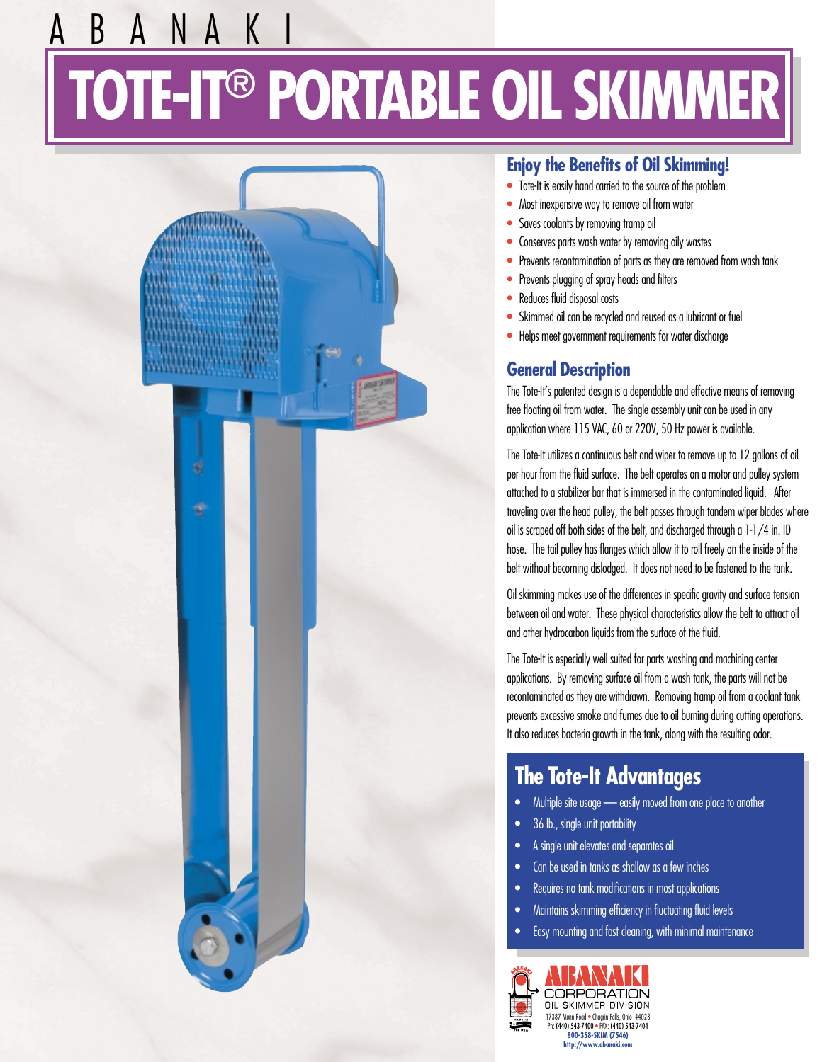ABANAKI

# TOTE-IT® PORTABLE OIL SKIMMER

## Enjoy the Benefits of Oil Skimming!

- Tote-It is easily hand carried to the source of the problem
- Most inexpensive way to remove oil from water
- Saves coolants by removing tramp oil
- Conserves parts wash water by removing oily wastes
- Prevents recontamination of parts as they are removed from wash tank
- Prevents plugging of spray heads and filters
- Reduces fluid disposal costs
- Skimmed oil can be recycled and reused as a lubricant or fuel
- Helps meet government requirements for water discharge

## General Description

The Tote-It's patented design is a dependable and effective means of removing free floating oil from water. The single assembly unit can be used in any application where 115 VAC, 60 or 220V, 50 Hz power is available.

The Tote-It utilizes a continuous belt and wiper to remove up to 12 gallons of oil per hour from the fluid surface. The belt operates on a motor and pulley system attached to a stabilizer bar that is immersed in the contaminated liquid. After traveling over the head pulley, the belt passes through tandem wiper blades where oil is scraped off both sides of the belt, and discharged through a 1-1/4 in. ID hose. The tail pulley has flanges which allow it to roll freely on the inside of the belt without becoming dislodged. It does not need to be fastened to the tank.

Oil skimming makes use of the differences in specific gravity and surface tension between oil and water. These physical characteristics allow the belt to attract oil and other hydrocarbon liquids from the surface of the fluid.

The Tote-It is especially well suited for parts washing and machining center applications. By removing surface oil from a wash tank, the parts will not be recontaminated as they are withdrawn. Removing tramp oil from a coolant tank prevents excessive smoke and fumes due to oil burning during cutting operations. It also reduces bacteria growth in the tank, along with the resulting odor.

## The Tote-It Advantages

- Multiple site usage — easily moved from one place to another
- 36 lb., single unit portability
- A single unit elevates and separates oil
- Can be used in tanks as shallow as a few inches
- Requires no tank modifications in most applications
- Maintains skimming efficiency in fluctuating fluid levels
- Easy mounting and fast cleaning, with minimal maintenance

ABANAKI CORPORATION
OIL SKIMMER DIVISION
17387 Munn Road • Chagrin Falls, Ohio 44023
Ph: (440) 543-7400 • FAX: (440) 543-7404
800-358-SKIM (7546)
http://www.abanaki.com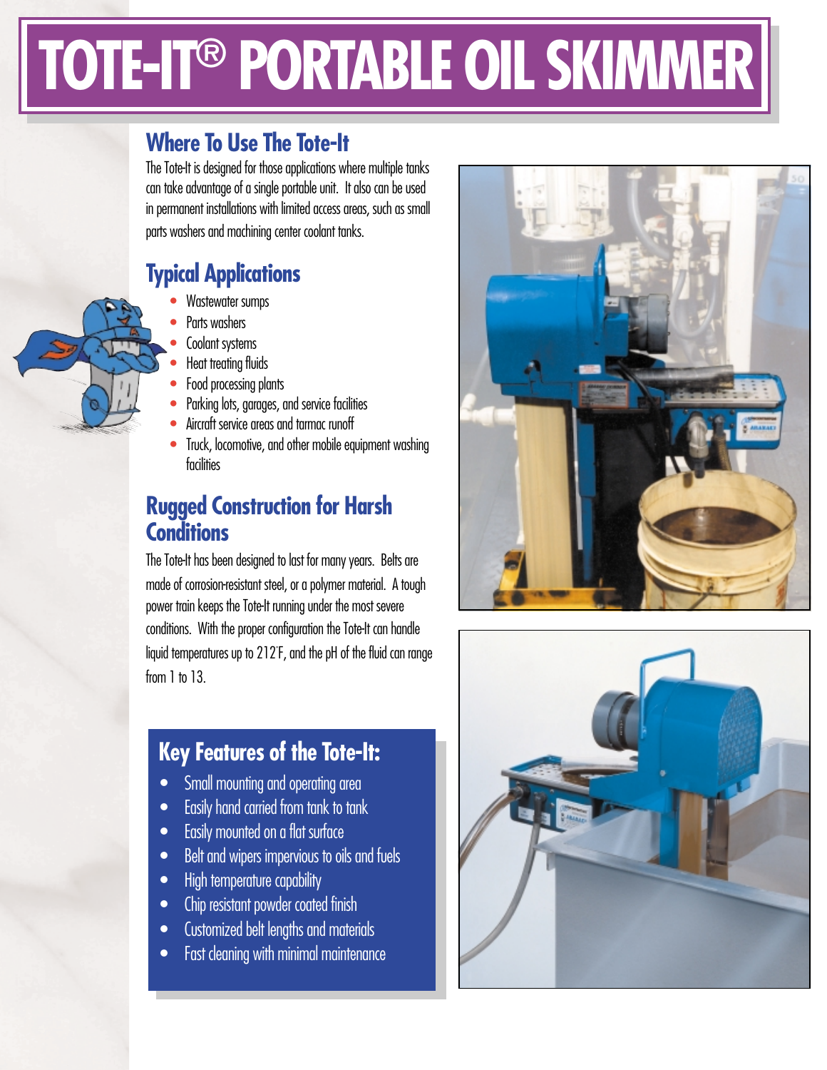# TOTE-IT® PORTABLE OIL SKIMMER

## Where To Use The Tote-It

The Tote-It is designed for those applications where multiple tanks can take advantage of a single portable unit. It also can be used in permanent installations with limited access areas, such as small parts washers and machining center coolant tanks.

## Typical Applications

- Wastewater sumps
- Parts washers
- Coolant systems
- Heat treating fluids
- Food processing plants
- Parking lots, garages, and service facilities
- Aircraft service areas and tarmac runoff
- Truck, locomotive, and other mobile equipment washing facilities

## Rugged Construction for Harsh Conditions

The Tote-It has been designed to last for many years. Belts are made of corrosion-resistant steel, or a polymer material. A tough power train keeps the Tote-It running under the most severe conditions. With the proper configuration the Tote-It can handle liquid temperatures up to 212°F, and the pH of the fluid can range from 1 to 13.

## Key Features of the Tote-It:

- Small mounting and operating area
- Easily hand carried from tank to tank
- Easily mounted on a flat surface
- Belt and wipers impervious to oils and fuels
- High temperature capability
- Chip resistant powder coated finish
- Customized belt lengths and materials
- Fast cleaning with minimal maintenance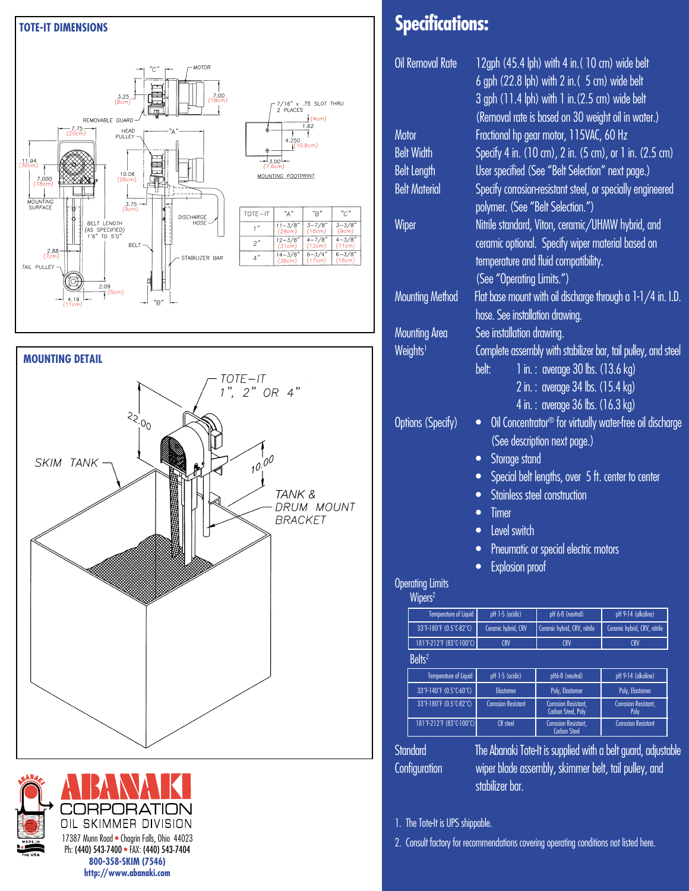## TOTE-IT DIMENSIONS

| TOTE-IT | "A" | "B" | "C" |
|---|---|---|---|
| 1" | 11-3/8" (29cm) | 3-7/8" (10cm) | 3-3/8" (9cm) |
| 2" | 12-3/8" (31cm) | 4-7/8" (12cm) | 4-3/8" (11cm) |
| 4" | 14-3/8" (36cm) | 6-3/4" (17cm) | 6-3/8" (16cm) |

## MOUNTING DETAIL

# Specifications:

**Oil Removal Rate** 12gph (45.4 lph) with 4 in.( 10 cm) wide belt
6 gph (22.8 lph) with 2 in.( 5 cm) wide belt
3 gph (11.4 lph) with 1 in.(2.5 cm) wide belt
(Removal rate is based on 30 weight oil in water.)

**Motor** Fractional hp gear motor, 115VAC, 60 Hz

**Belt Width** Specify 4 in. (10 cm), 2 in. (5 cm), or 1 in. (2.5 cm)

**Belt Length** User specified (See "Belt Selection" next page.)

**Belt Material** Specify corrosion-resistant steel, or specially engineered polymer. (See "Belt Selection.")

**Wiper** Nitrile standard, Viton, ceramic/UHMW hybrid, and ceramic optional. Specify wiper material based on temperature and fluid compatibility. (See "Operating Limits.")

**Mounting Method** Flat base mount with oil discharge through a 1-1/4 in. I.D. hose. See installation drawing.

**Mounting Area** See installation drawing.

**Weights**[1] Complete assembly with stabilizer bar, tail pulley, and steel belt:
- 1 in.: average 30 lbs. (13.6 kg)
- 2 in.: average 34 lbs. (15.4 kg)
- 4 in.: average 36 lbs. (16.3 kg)

**Options (Specify)**
- Oil Concentrator® for virtually water-free oil discharge (See description next page.)
- Storage stand
- Special belt lengths, over 5 ft. center to center
- Stainless steel construction
- Timer
- Level switch
- Pneumatic or special electric motors
- Explosion proof

**Operating Limits**

Wipers[2]

| Temperature of Liquid | pH 1-5 (acidic) | pH 6-8 (neutral) | pH 9-14 (alkaline) |
|---|---|---|---|
| 33°F-180°F (0.5°C-82°C) | Ceramic hybrid, CRV | Ceramic hybrid, CRV, nitrile | Ceramic hybrid, CRV, nitrile |
| 181°F-212°F (83°C-100°C) | CRV | CRV | CRV |

Belts[2]

| Temperature of Liquid | pH 1-5 (acidic) | pH6-8 (neutral) | pH 9-14 (alkaline) |
|---|---|---|---|
| 33°F-140°F (0.5°C-60°C) | Elastomer | Poly, Elastomer | Poly, Elastomer |
| 33°F-180°F (0.5°C-82°C) | Corrosion Resistant | Corrosion Resistant, Carbon Steel, Poly | Corrosion Resistant, Poly |
| 181°F-212°F (83°C-100°C) | CR steel | Corrosion Resistant, Carbon Steel | Corrosion Resistant |

**Standard Configuration** The Abanaki Tote-It is supplied with a belt guard, adjustable wiper blade assembly, skimmer belt, tail pulley, and stabilizer bar.

1. The Tote-It is UPS shippable.
2. Consult factory for recommendations covering operating conditions not listed here.

**ABANAKI CORPORATION**
OIL SKIMMER DIVISION
17387 Munn Road • Chagrin Falls, Ohio 44023
Ph: (440) 543-7400 • FAX: (440) 543-7404
**800-358-SKIM (7546)**
**http://www.abanaki.com**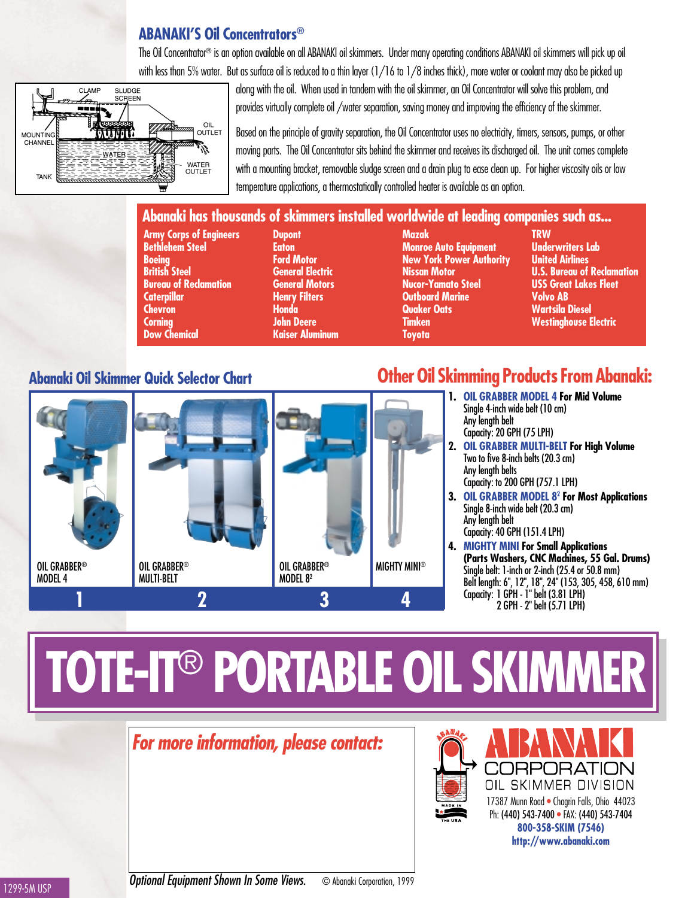## ABANAKI'S Oil Concentrators®

The Oil Concentrator® is an option available on all ABANAKI oil skimmers. Under many operating conditions ABANAKI oil skimmers will pick up oil with less than 5% water. But as surface oil is reduced to a thin layer (1/16 to 1/8 inches thick), more water or coolant may also be picked up along with the oil. When used in tandem with the oil skimmer, an Oil Concentrator will solve this problem, and provides virtually complete oil /water separation, saving money and improving the efficiency of the skimmer.

CLAMP
SLUDGE SCREEN
MOUNTING CHANNEL
OIL OUTLET
WATER
WATER OUTLET
TANK

Based on the principle of gravity separation, the Oil Concentrator uses no electricity, timers, sensors, pumps, or other moving parts. The Oil Concentrator sits behind the skimmer and receives its discharged oil. The unit comes complete with a mounting bracket, removable sludge screen and a drain plug to ease clean up. For higher viscosity oils or low temperature applications, a thermostatically controlled heater is available as an option.

## Abanaki has thousands of skimmers installed worldwide at leading companies such as...

| | | | |
|---|---|---|---|
| Army Corps of Engineers | Dupont | Mazak | TRW |
| Bethlehem Steel | Eaton | Monroe Auto Equipment | Underwriters Lab |
| Boeing | Ford Motor | New York Power Authority | United Airlines |
| British Steel | General Electric | Nissan Motor | U.S. Bureau of Reclamation |
| Bureau of Reclamation | General Motors | Nucor-Yamato Steel | USS Great Lakes Fleet |
| Caterpillar | Henry Filters | Outboard Marine | Volvo AB |
| Chevron | Honda | Quaker Oats | Wartsila Diesel |
| Corning | John Deere | Timken | Westinghouse Electric |
| Dow Chemical | Kaiser Aluminum | Toyota | |

## Abanaki Oil Skimmer Quick Selector Chart

OIL GRABBER® MODEL 4 — 1

OIL GRABBER® MULTI-BELT — 2

OIL GRABBER® MODEL 8² — 3

MIGHTY MINI® — 4

## Other Oil Skimming Products From Abanaki:

1. **OIL GRABBER MODEL 4 For Mid Volume**
   Single 4-inch wide belt (10 cm)
   Any length belt
   Capacity: 20 GPH (75 LPH)
2. **OIL GRABBER MULTI-BELT For High Volume**
   Two to five 8-inch belts (20.3 cm)
   Any length belts
   Capacity: to 200 GPH (757.1 LPH)
3. **OIL GRABBER MODEL 8² For Most Applications**
   Single 8-inch wide belt (20.3 cm)
   Any length belt
   Capacity: 40 GPH (151.4 LPH)
4. **MIGHTY MINI For Small Applications (Parts Washers, CNC Machines, 55 Gal. Drums)**
   Single belt: 1-inch or 2-inch (25.4 or 50.8 mm)
   Belt length: 6", 12", 18", 24" (153, 305, 458, 610 mm)
   Capacity: 1 GPH - 1" belt (3.81 LPH)
   2 GPH - 2" belt (5.71 LPH)

# TOTE-IT® PORTABLE OIL SKIMMER

*For more information, please contact:*

ABANAKI CORPORATION
OIL SKIMMER DIVISION
17387 Munn Road • Chagrin Falls, Ohio 44023
Ph: (440) 543-7400 • FAX: (440) 543-7404
**800-358-SKIM (7546)**
**http://www.abanaki.com**

MADE IN THE USA

*Optional Equipment Shown In Some Views.* © Abanaki Corporation, 1999

1299-5M USP